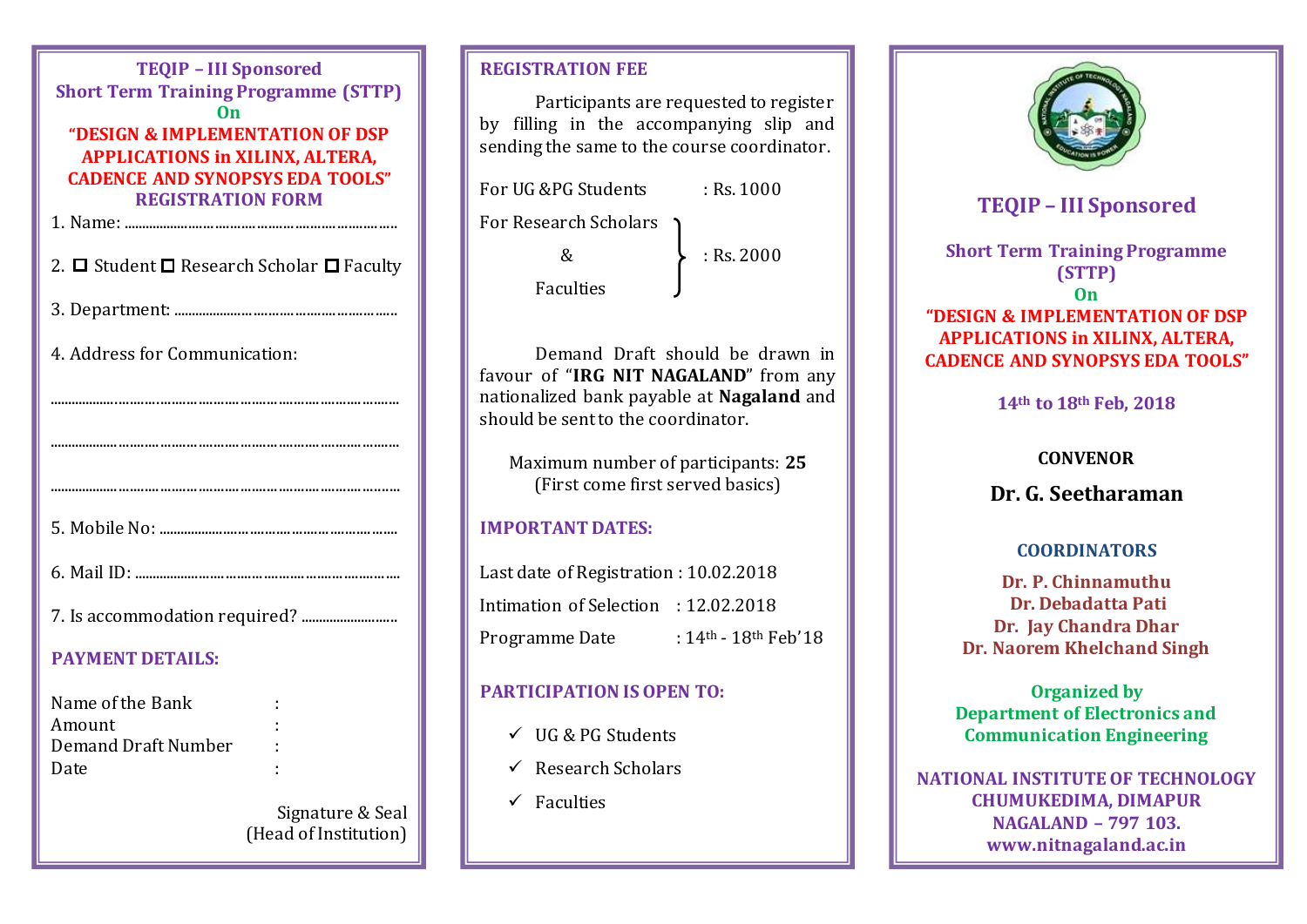**TEQIP – III Sponsored**
**Short Term Training Programme (STTP)**
**On**
**"DESIGN & IMPLEMENTATION OF DSP APPLICATIONS in XILINX, ALTERA, CADENCE AND SYNOPSYS EDA TOOLS"**

## REGISTRATION FORM

1. Name: ..........................................................................

2. ☐ Student ☐ Research Scholar ☐ Faculty

3. Department: ..........................................................

4. Address for Communication:

.............................................................................................

.............................................................................................

.............................................................................................

5. Mobile No: ...........................................................

6. Mail ID: .................................................................

7. Is accommodation required? ..........................

## PAYMENT DETAILS:

Name of the Bank :
Amount :
Demand Draft Number :
Date :

Signature & Seal
(Head of Institution)

## REGISTRATION FEE

Participants are requested to register by filling in the accompanying slip and sending the same to the course coordinator.

For UG &PG Students : Rs. 1000

For Research Scholars & Faculties : Rs. 2000

Demand Draft should be drawn in favour of "**IRG NIT NAGALAND**" from any nationalized bank payable at **Nagaland** and should be sent to the coordinator.

Maximum number of participants: **25**
(First come first served basics)

## IMPORTANT DATES:

Last date of Registration : 10.02.2018

Intimation of Selection : 12.02.2018

Programme Date : 14th - 18th Feb'18

## PARTICIPATION IS OPEN TO:

- ✓ UG & PG Students
- ✓ Research Scholars
- ✓ Faculties

# TEQIP – III Sponsored

## Short Term Training Programme (STTP)

**On**

**"DESIGN & IMPLEMENTATION OF DSP APPLICATIONS in XILINX, ALTERA, CADENCE AND SYNOPSYS EDA TOOLS"**

**14th to 18th Feb, 2018**

**CONVENOR**

**Dr. G. Seetharaman**

**COORDINATORS**

**Dr. P. Chinnamuthu**
**Dr. Debadatta Pati**
**Dr. Jay Chandra Dhar**
**Dr. Naorem Khelchand Singh**

**Organized by**
**Department of Electronics and Communication Engineering**

**NATIONAL INSTITUTE OF TECHNOLOGY**
**CHUMUKEDIMA, DIMAPUR**
**NAGALAND – 797 103.**
**www.nitnagaland.ac.in**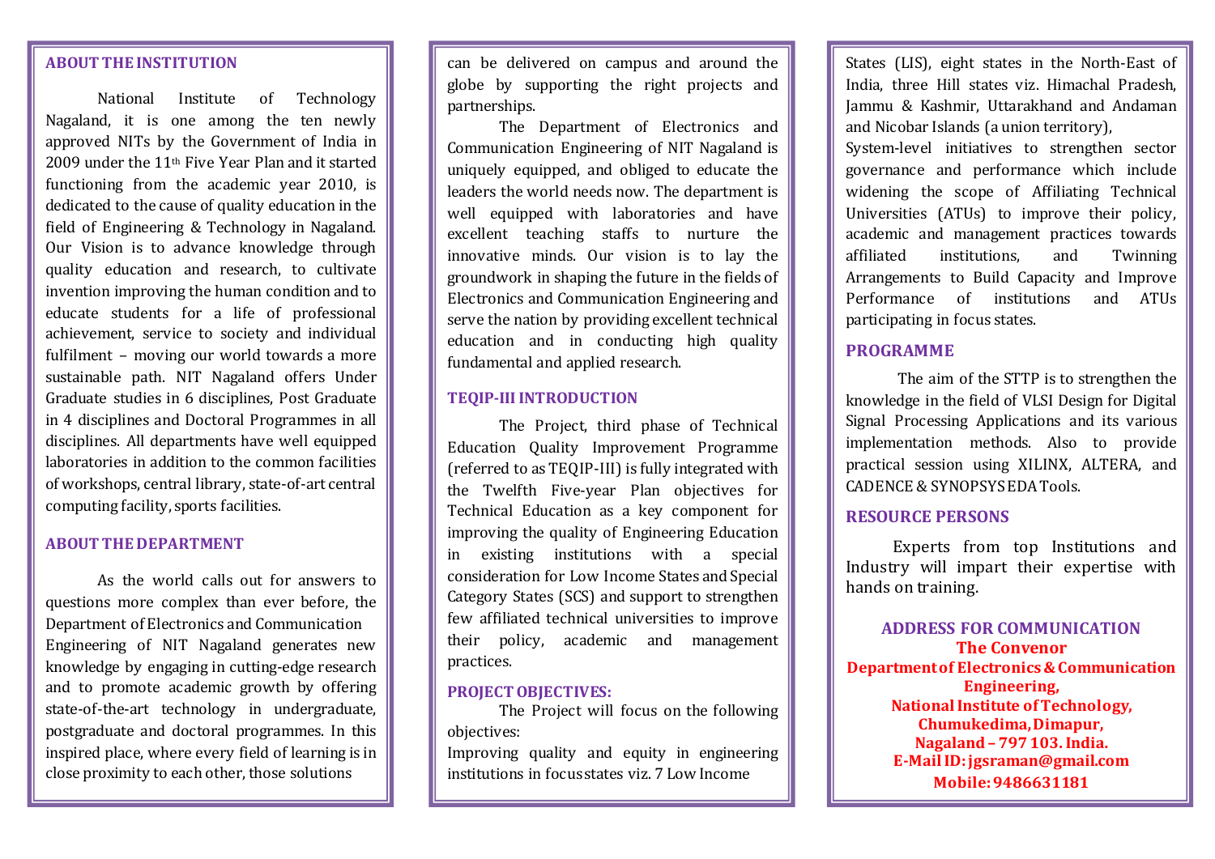## ABOUT THE INSTITUTION

National Institute of Technology Nagaland, it is one among the ten newly approved NITs by the Government of India in 2009 under the 11th Five Year Plan and it started functioning from the academic year 2010, is dedicated to the cause of quality education in the field of Engineering & Technology in Nagaland. Our Vision is to advance knowledge through quality education and research, to cultivate invention improving the human condition and to educate students for a life of professional achievement, service to society and individual fulfilment – moving our world towards a more sustainable path. NIT Nagaland offers Under Graduate studies in 6 disciplines, Post Graduate in 4 disciplines and Doctoral Programmes in all disciplines. All departments have well equipped laboratories in addition to the common facilities of workshops, central library, state-of-art central computing facility, sports facilities.

## ABOUT THE DEPARTMENT

As the world calls out for answers to questions more complex than ever before, the Department of Electronics and Communication Engineering of NIT Nagaland generates new knowledge by engaging in cutting-edge research and to promote academic growth by offering state-of-the-art technology in undergraduate, postgraduate and doctoral programmes. In this inspired place, where every field of learning is in close proximity to each other, those solutions can be delivered on campus and around the globe by supporting the right projects and partnerships.

The Department of Electronics and Communication Engineering of NIT Nagaland is uniquely equipped, and obliged to educate the leaders the world needs now. The department is well equipped with laboratories and have excellent teaching staffs to nurture the innovative minds. Our vision is to lay the groundwork in shaping the future in the fields of Electronics and Communication Engineering and serve the nation by providing excellent technical education and in conducting high quality fundamental and applied research.

## TEQIP-III INTRODUCTION

The Project, third phase of Technical Education Quality Improvement Programme (referred to as TEQIP-III) is fully integrated with the Twelfth Five-year Plan objectives for Technical Education as a key component for improving the quality of Engineering Education in existing institutions with a special consideration for Low Income States and Special Category States (SCS) and support to strengthen few affiliated technical universities to improve their policy, academic and management practices.

## PROJECT OBJECTIVES:

The Project will focus on the following objectives:

Improving quality and equity in engineering institutions in focus states viz. 7 Low Income States (LIS), eight states in the North-East of India, three Hill states viz. Himachal Pradesh, Jammu & Kashmir, Uttarakhand and Andaman and Nicobar Islands (a union territory),

System-level initiatives to strengthen sector governance and performance which include widening the scope of Affiliating Technical Universities (ATUs) to improve their policy, academic and management practices towards affiliated institutions, and Twinning Arrangements to Build Capacity and Improve Performance of institutions and ATUs participating in focus states.

## PROGRAMME

The aim of the STTP is to strengthen the knowledge in the field of VLSI Design for Digital Signal Processing Applications and its various implementation methods. Also to provide practical session using XILINX, ALTERA, and CADENCE & SYNOPSYS EDA Tools.

## RESOURCE PERSONS

Experts from top Institutions and Industry will impart their expertise with hands on training.

## ADDRESS FOR COMMUNICATION

**The Convenor**
**Department of Electronics & Communication Engineering,**
**National Institute of Technology,**
**Chumukedima, Dimapur,**
**Nagaland – 797 103. India.**
**E-Mail ID: jgsraman@gmail.com**
**Mobile: 9486631181**